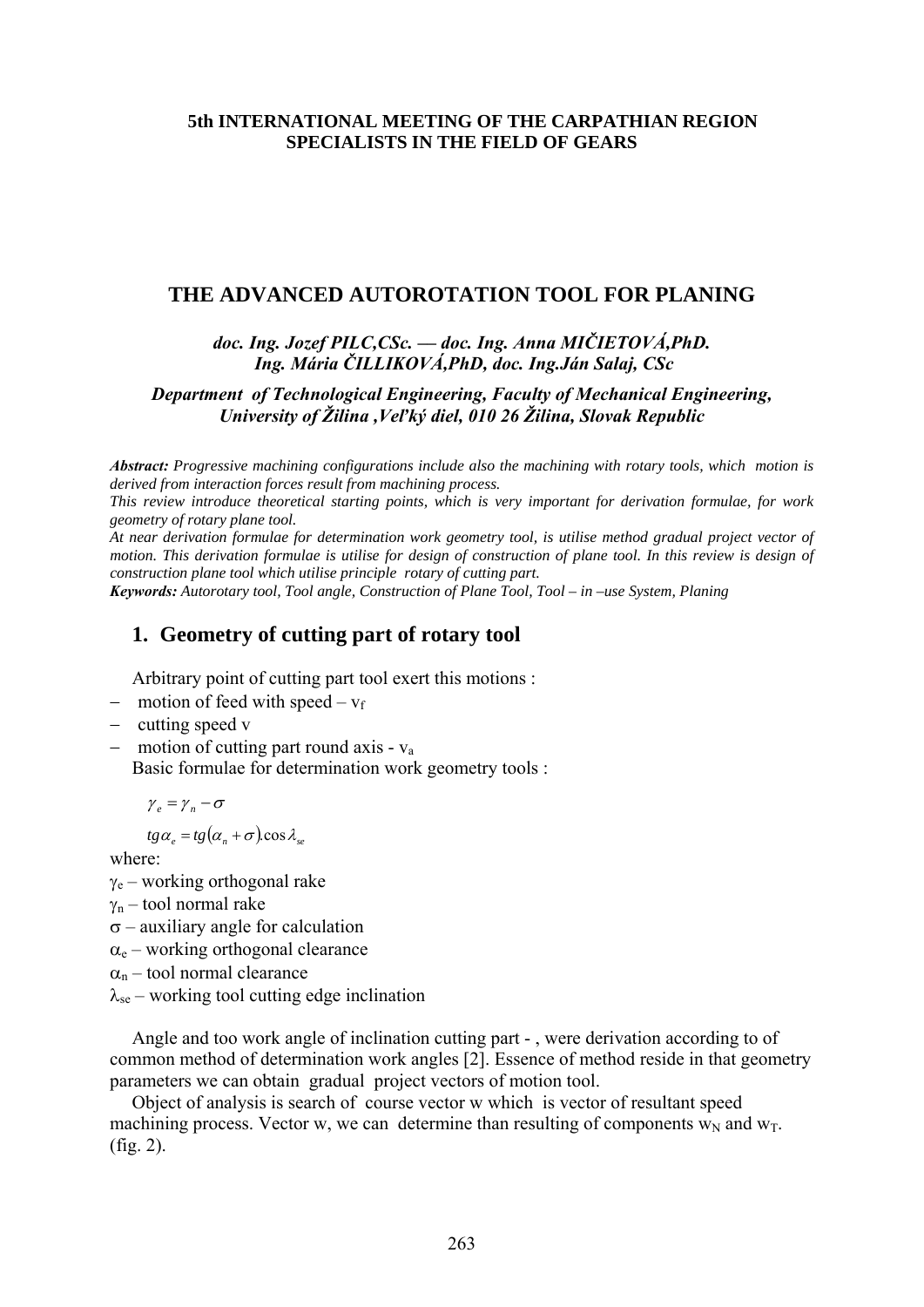**5th INTERNATIONAL MEETING OF THE CARPATHIAN REGION SPECIALISTS IN THE FIELD OF GEARS**

# THE ADVANCED AUTOROTATION TOOL FOR PLANING

***doc. Ing. Jozef PILC,CSc. — doc. Ing. Anna MIČIETOVÁ,PhD. Ing. Mária ČILLIKOVÁ,PhD, doc. Ing.Ján Salaj, CSc***

***Department of Technological Engineering, Faculty of Mechanical Engineering, University of Žilina ,Veľký diel, 010 26 Žilina, Slovak Republic***

***Abstract:*** *Progressive machining configurations include also the machining with rotary tools, which motion is derived from interaction forces result from machining process.*

*This review introduce theoretical starting points, which is very important for derivation formulae, for work geometry of rotary plane tool.*

*At near derivation formulae for determination work geometry tool, is utilise method gradual project vector of motion. This derivation formulae is utilise for design of construction of plane tool. In this review is design of construction plane tool which utilise principle rotary of cutting part.*

***Keywords:*** *Autorotary tool, Tool angle, Construction of Plane Tool, Tool – in –use System, Planing*

## 1. Geometry of cutting part of rotary tool

Arbitrary point of cutting part tool exert this motions :

- motion of feed with speed – $v_f$
- cutting speed v
- motion of cutting part round axis - $v_a$

Basic formulae for determination work geometry tools :

$$\gamma_e = \gamma_n - \sigma$$

$$tg\alpha_e = tg(\alpha_n + \sigma).\cos\lambda_{se}$$

where:

$\gamma_e$ – working orthogonal rake
$\gamma_n$ – tool normal rake
$\sigma$ – auxiliary angle for calculation
$\alpha_e$ – working orthogonal clearance
$\alpha_n$ – tool normal clearance
$\lambda_{se}$ – working tool cutting edge inclination

Angle and too work angle of inclination cutting part - , were derivation according to of common method of determination work angles [2]. Essence of method reside in that geometry parameters we can obtain gradual project vectors of motion tool.

Object of analysis is search of course vector w which is vector of resultant speed machining process. Vector w, we can determine than resulting of components $w_N$ and $w_T$. (fig. 2).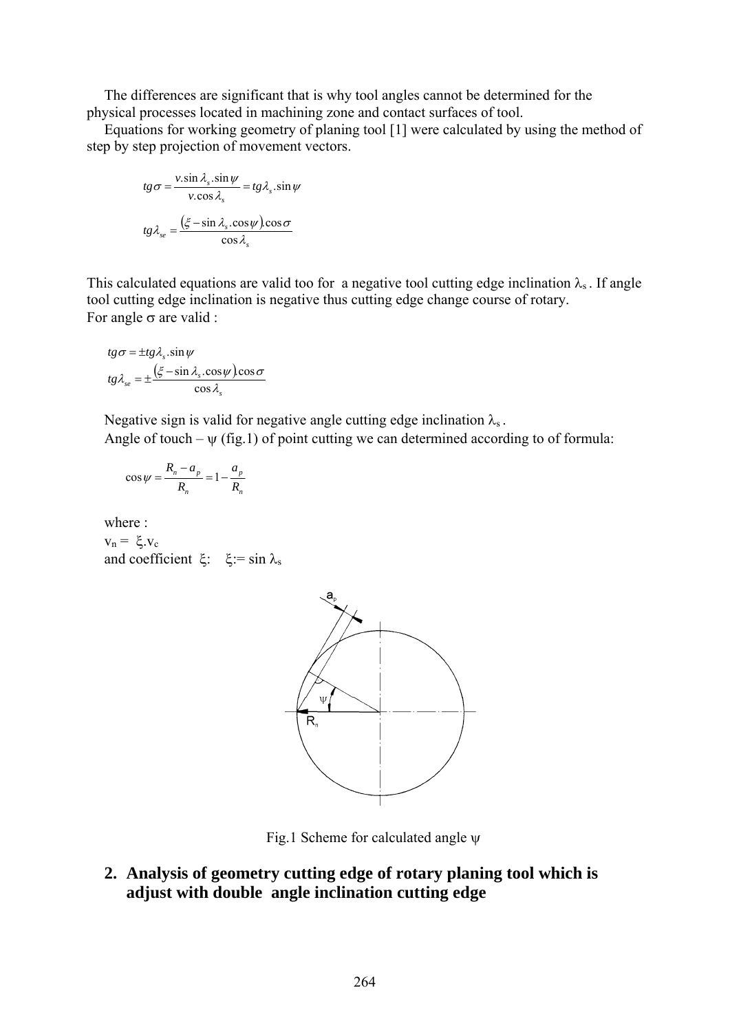The differences are significant that is why tool angles cannot be determined for the physical processes located in machining zone and contact surfaces of tool.

Equations for working geometry of planing tool [1] were calculated by using the method of step by step projection of movement vectors.

$$tg\sigma = \frac{v.\sin\lambda_s.\sin\psi}{v.\cos\lambda_s} = tg\lambda_s.\sin\psi$$

$$tg\lambda_{se} = \frac{(\xi - \sin\lambda_s.\cos\psi).\cos\sigma}{\cos\lambda_s}$$

This calculated equations are valid too for a negative tool cutting edge inclination $\lambda_s$. If angle tool cutting edge inclination is negative thus cutting edge change course of rotary.
For angle $\sigma$ are valid :

$$tg\sigma = \pm tg\lambda_s.\sin\psi$$

$$tg\lambda_{se} = \pm\frac{(\xi - \sin\lambda_s.\cos\psi).\cos\sigma}{\cos\lambda_s}$$

Negative sign is valid for negative angle cutting edge inclination $\lambda_s$.

Angle of touch – $\psi$ (fig.1) of point cutting we can determined according to of formula:

$$\cos\psi = \frac{R_n - a_p}{R_n} = 1 - \frac{a_p}{R_n}$$

where :

$v_n = \xi.v_c$

and coefficient $\xi$: $\xi := \sin\lambda_s$

Fig.1 Scheme for calculated angle $\psi$

## 2. Analysis of geometry cutting edge of rotary planing tool which is adjust with double angle inclination cutting edge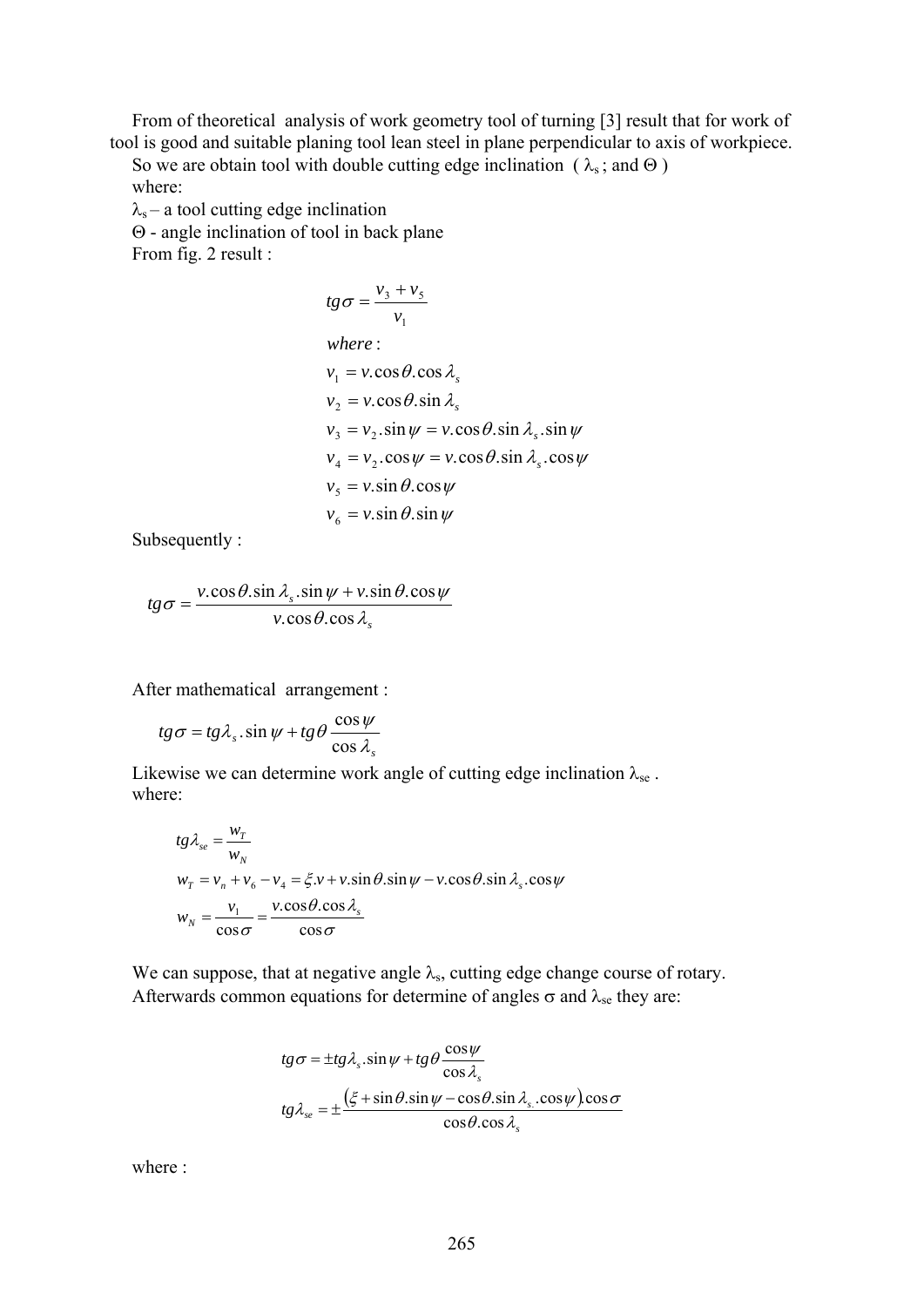From of theoretical analysis of work geometry tool of turning [3] result that for work of tool is good and suitable planing tool lean steel in plane perpendicular to axis of workpiece.

So we are obtain tool with double cutting edge inclination ( $\lambda_s$ ; and $\Theta$ )

where:

$\lambda_s$ – a tool cutting edge inclination

$\Theta$ - angle inclination of tool in back plane

From fig. 2 result :

$$tg\sigma = \frac{v_3 + v_5}{v_1}$$

$$\begin{aligned}
&where: \\
&v_1 = v.\cos\theta.\cos\lambda_s \\
&v_2 = v.\cos\theta.\sin\lambda_s \\
&v_3 = v_2.\sin\psi = v.\cos\theta.\sin\lambda_s.\sin\psi \\
&v_4 = v_2.\cos\psi = v.\cos\theta.\sin\lambda_s.\cos\psi \\
&v_5 = v.\sin\theta.\cos\psi \\
&v_6 = v.\sin\theta.\sin\psi
\end{aligned}$$

Subsequently :

$$tg\sigma = \frac{v.\cos\theta.\sin\lambda_s.\sin\psi + v.\sin\theta.\cos\psi}{v.\cos\theta.\cos\lambda_s}$$

After mathematical arrangement :

$$tg\sigma = tg\lambda_s.\sin\psi + tg\theta\frac{\cos\psi}{\cos\lambda_s}$$

Likewise we can determine work angle of cutting edge inclination $\lambda_{se}$ .

where:

$$\begin{aligned}
&tg\lambda_{se} = \frac{w_T}{w_N} \\
&w_T = v_n + v_6 - v_4 = \xi.v + v.\sin\theta.\sin\psi - v.\cos\theta.\sin\lambda_s.\cos\psi \\
&w_N = \frac{v_1}{\cos\sigma} = \frac{v.\cos\theta.\cos\lambda_s}{\cos\sigma}
\end{aligned}$$

We can suppose, that at negative angle $\lambda_s$, cutting edge change course of rotary.

Afterwards common equations for determine of angles $\sigma$ and $\lambda_{se}$ they are:

$$\begin{aligned}
&tg\sigma = \pm tg\lambda_s.\sin\psi + tg\theta\frac{\cos\psi}{\cos\lambda_s} \\
&tg\lambda_{se} = \pm\frac{(\xi + \sin\theta.\sin\psi - \cos\theta.\sin\lambda_s.\cos\psi).\cos\sigma}{\cos\theta.\cos\lambda_s}
\end{aligned}$$

where :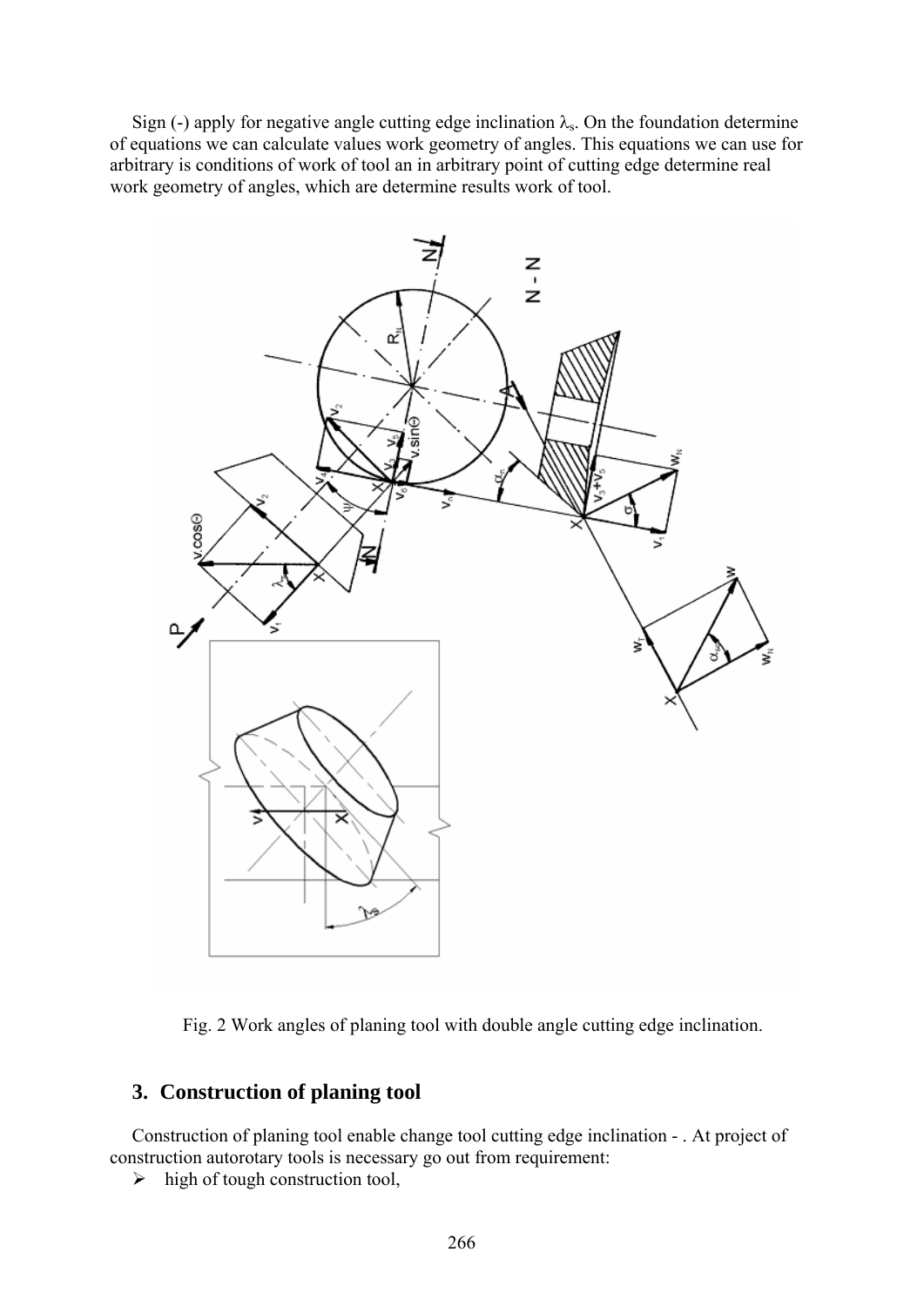Sign (-) apply for negative angle cutting edge inclination $\lambda_s$. On the foundation determine of equations we can calculate values work geometry of angles. This equations we can use for arbitrary is conditions of work of tool an in arbitrary point of cutting edge determine real work geometry of angles, which are determine results work of tool.

Fig. 2 Work angles of planing tool with double angle cutting edge inclination.

## 3. Construction of planing tool

Construction of planing tool enable change tool cutting edge inclination - . At project of construction autorotary tools is necessary go out from requirement:

- high of tough construction tool,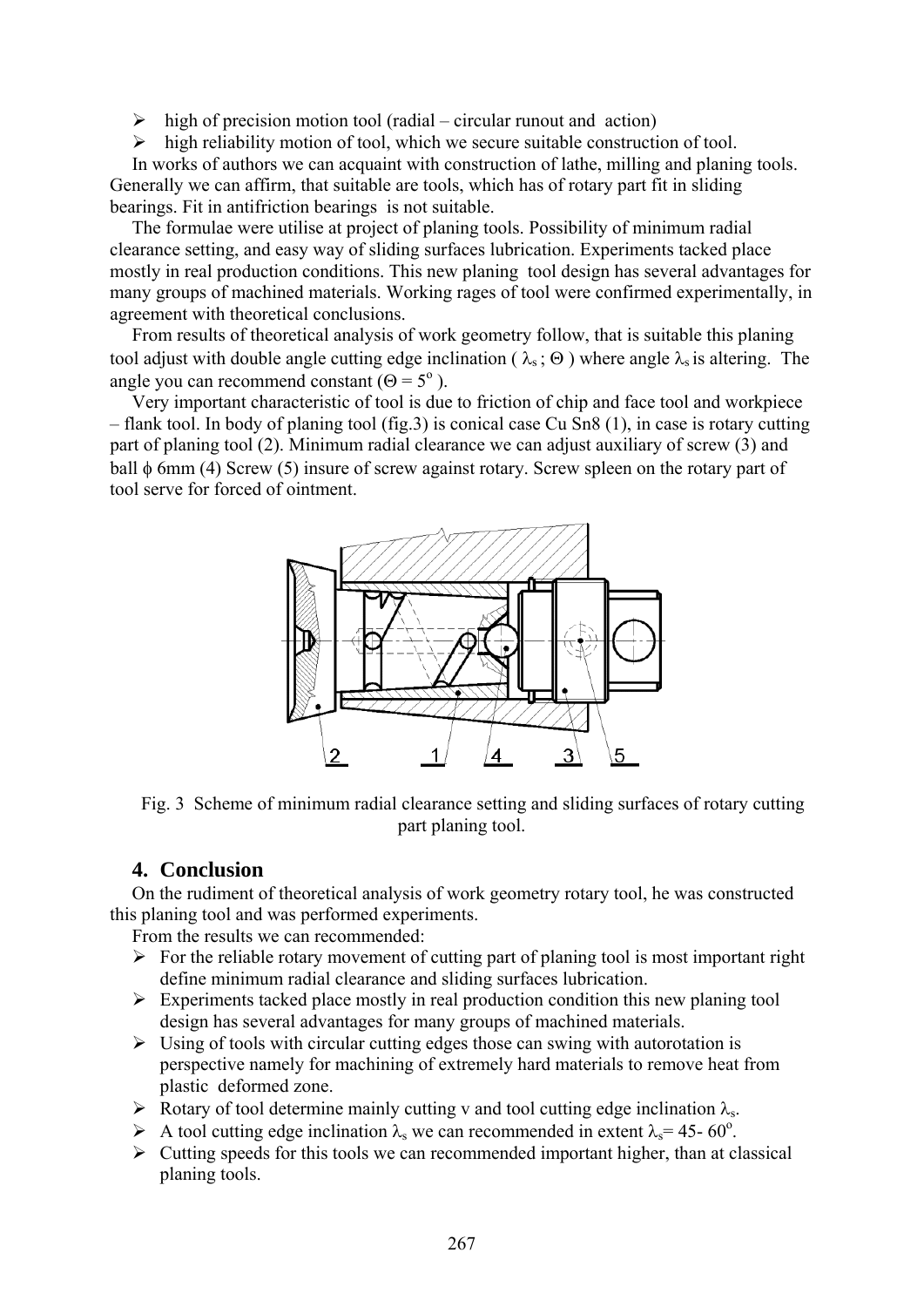- high of precision motion tool (radial – circular runout and action)
- high reliability motion of tool, which we secure suitable construction of tool.

In works of authors we can acquaint with construction of lathe, milling and planing tools. Generally we can affirm, that suitable are tools, which has of rotary part fit in sliding bearings. Fit in antifriction bearings is not suitable.

The formulae were utilise at project of planing tools. Possibility of minimum radial clearance setting, and easy way of sliding surfaces lubrication. Experiments tacked place mostly in real production conditions. This new planing tool design has several advantages for many groups of machined materials. Working rages of tool were confirmed experimentally, in agreement with theoretical conclusions.

From results of theoretical analysis of work geometry follow, that is suitable this planing tool adjust with double angle cutting edge inclination ( $\lambda_s$ ; $\Theta$ ) where angle $\lambda_s$ is altering. The angle you can recommend constant ($\Theta = 5^o$ ).

Very important characteristic of tool is due to friction of chip and face tool and workpiece – flank tool. In body of planing tool (fig.3) is conical case Cu Sn8 (1), in case is rotary cutting part of planing tool (2). Minimum radial clearance we can adjust auxiliary of screw (3) and ball $\phi$ 6mm (4) Screw (5) insure of screw against rotary. Screw spleen on the rotary part of tool serve for forced of ointment.

Fig. 3 Scheme of minimum radial clearance setting and sliding surfaces of rotary cutting part planing tool.

## 4. Conclusion

On the rudiment of theoretical analysis of work geometry rotary tool, he was constructed this planing tool and was performed experiments.

From the results we can recommended:

- For the reliable rotary movement of cutting part of planing tool is most important right define minimum radial clearance and sliding surfaces lubrication.
- Experiments tacked place mostly in real production condition this new planing tool design has several advantages for many groups of machined materials.
- Using of tools with circular cutting edges those can swing with autorotation is perspective namely for machining of extremely hard materials to remove heat from plastic deformed zone.
- Rotary of tool determine mainly cutting v and tool cutting edge inclination $\lambda_s$.
- A tool cutting edge inclination $\lambda_s$ we can recommended in extent $\lambda_s$= 45- 60$^o$.
- Cutting speeds for this tools we can recommended important higher, than at classical planing tools.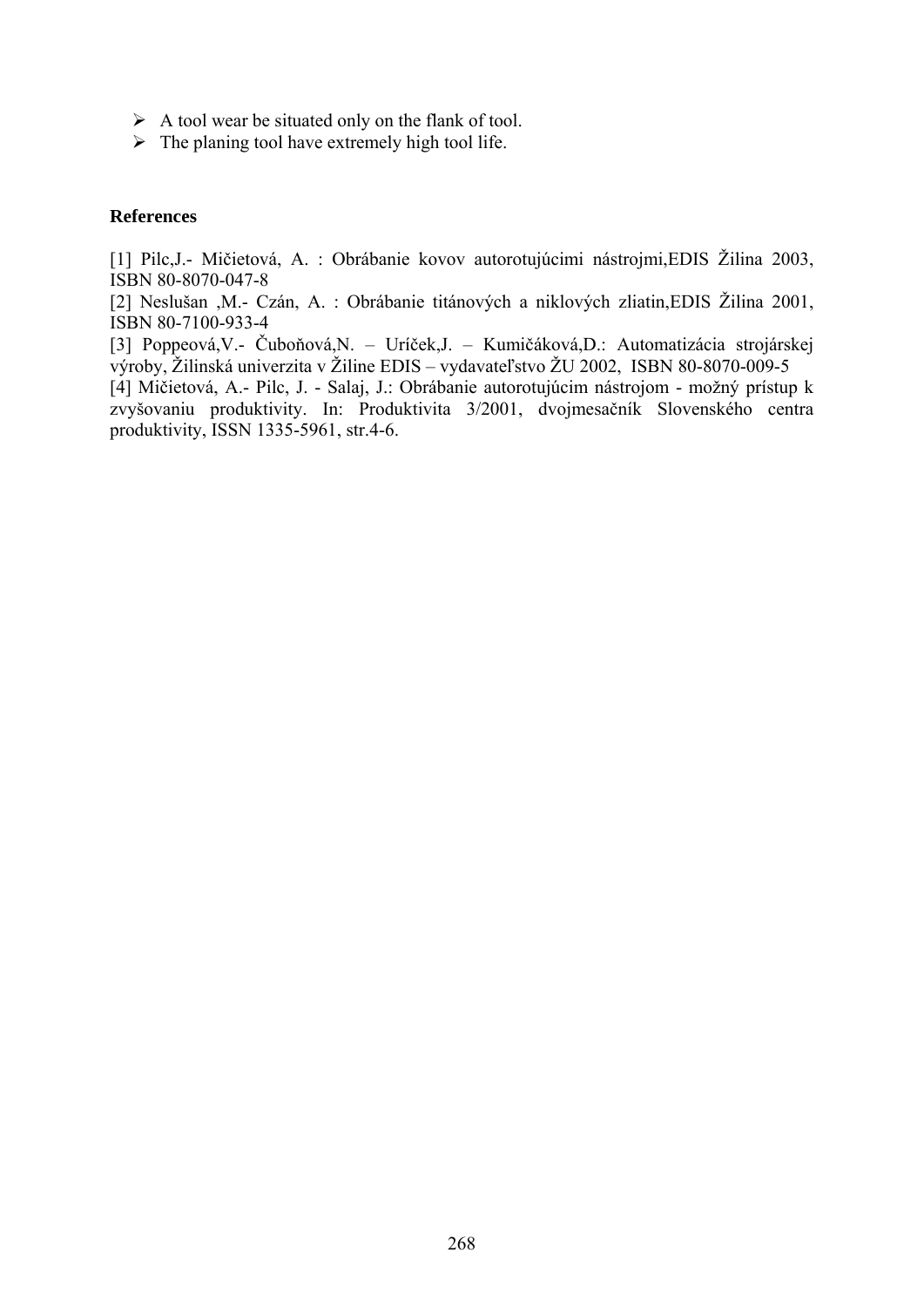- A tool wear be situated only on the flank of tool.
- The planing tool have extremely high tool life.

**References**

[1] Pilc,J.- Mičietová, A. : Obrábanie kovov autorotujúcimi nástrojmi,EDIS Žilina 2003, ISBN 80-8070-047-8

[2] Neslušan ,M.- Czán, A. : Obrábanie titánových a niklových zliatin,EDIS Žilina 2001, ISBN 80-7100-933-4

[3] Poppeová,V.- Čuboňová,N. – Uríček,J. – Kumičáková,D.: Automatizácia strojárskej výroby, Žilinská univerzita v Žiline EDIS – vydavateľstvo ŽU 2002, ISBN 80-8070-009-5

[4] Mičietová, A.- Pilc, J. - Salaj, J.: Obrábanie autorotujúcim nástrojom - možný prístup k zvyšovaniu produktivity. In: Produktivita 3/2001, dvojmesačník Slovenského centra produktivity, ISSN 1335-5961, str.4-6.